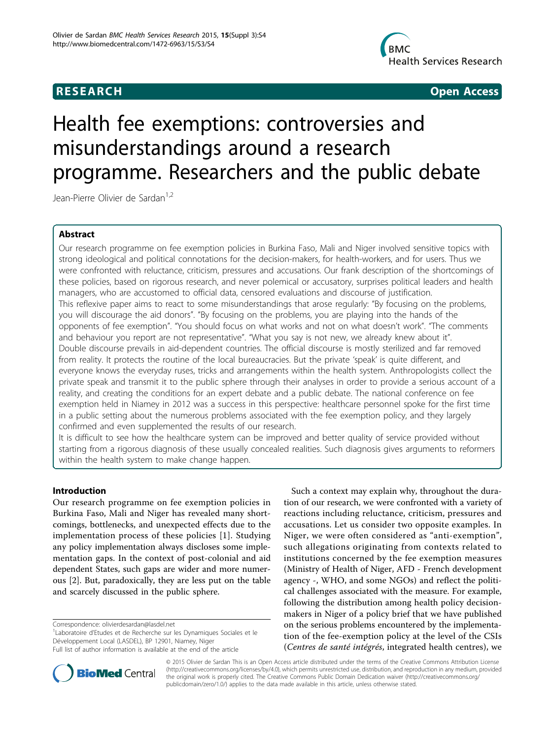RESEARCH Open Access

# Health fee exemptions: controversies and misunderstandings around a research programme. Researchers and the public debate

Jean-Pierre Olivier de Sardan[1,2]

## Abstract

Our research programme on fee exemption policies in Burkina Faso, Mali and Niger involved sensitive topics with strong ideological and political connotations for the decision-makers, for health-workers, and for users. Thus we were confronted with reluctance, criticism, pressures and accusations. Our frank description of the shortcomings of these policies, based on rigorous research, and never polemical or accusatory, surprises political leaders and health managers, who are accustomed to official data, censored evaluations and discourse of justification.

This reflexive paper aims to react to some misunderstandings that arose regularly: "By focusing on the problems, you will discourage the aid donors". "By focusing on the problems, you are playing into the hands of the opponents of fee exemption". "You should focus on what works and not on what doesn't work". "The comments and behaviour you report are not representative". "What you say is not new, we already knew about it".

Double discourse prevails in aid-dependent countries. The official discourse is mostly sterilized and far removed from reality. It protects the routine of the local bureaucracies. But the private 'speak' is quite different, and everyone knows the everyday ruses, tricks and arrangements within the health system. Anthropologists collect the private speak and transmit it to the public sphere through their analyses in order to provide a serious account of a reality, and creating the conditions for an expert debate and a public debate. The national conference on fee exemption held in Niamey in 2012 was a success in this perspective: healthcare personnel spoke for the first time in a public setting about the numerous problems associated with the fee exemption policy, and they largely confirmed and even supplemented the results of our research.

It is difficult to see how the healthcare system can be improved and better quality of service provided without starting from a rigorous diagnosis of these usually concealed realities. Such diagnosis gives arguments to reformers within the health system to make change happen.

## Introduction

Our research programme on fee exemption policies in Burkina Faso, Mali and Niger has revealed many shortcomings, bottlenecks, and unexpected effects due to the implementation process of these policies [1]. Studying any policy implementation always discloses some implementation gaps. In the context of post-colonial and aid dependent States, such gaps are wider and more numerous [2]. But, paradoxically, they are less put on the table and scarcely discussed in the public sphere.

Such a context may explain why, throughout the duration of our research, we were confronted with a variety of reactions including reluctance, criticism, pressures and accusations. Let us consider two opposite examples. In Niger, we were often considered as "anti-exemption", such allegations originating from contexts related to institutions concerned by the fee exemption measures (Ministry of Health of Niger, AFD - French development agency -, WHO, and some NGOs) and reflect the political challenges associated with the measure. For example, following the distribution among health policy decision-makers in Niger of a policy brief that we have published on the serious problems encountered by the implementation of the fee-exemption policy at the level of the CSIs (*Centres de santé intégrés*, integrated health centres), we

Correspondence: olivierdesardan@lasdel.net

[1]Laboratoire d'Etudes et de Recherche sur les Dynamiques Sociales et le Développement Local (LASDEL), BP 12901, Niamey, Niger

Full list of author information is available at the end of the article

© 2015 Olivier de Sardan This is an Open Access article distributed under the terms of the Creative Commons Attribution License (http://creativecommons.org/licenses/by/4.0), which permits unrestricted use, distribution, and reproduction in any medium, provided the original work is properly cited. The Creative Commons Public Domain Dedication waiver (http://creativecommons.org/publicdomain/zero/1.0/) applies to the data made available in this article, unless otherwise stated.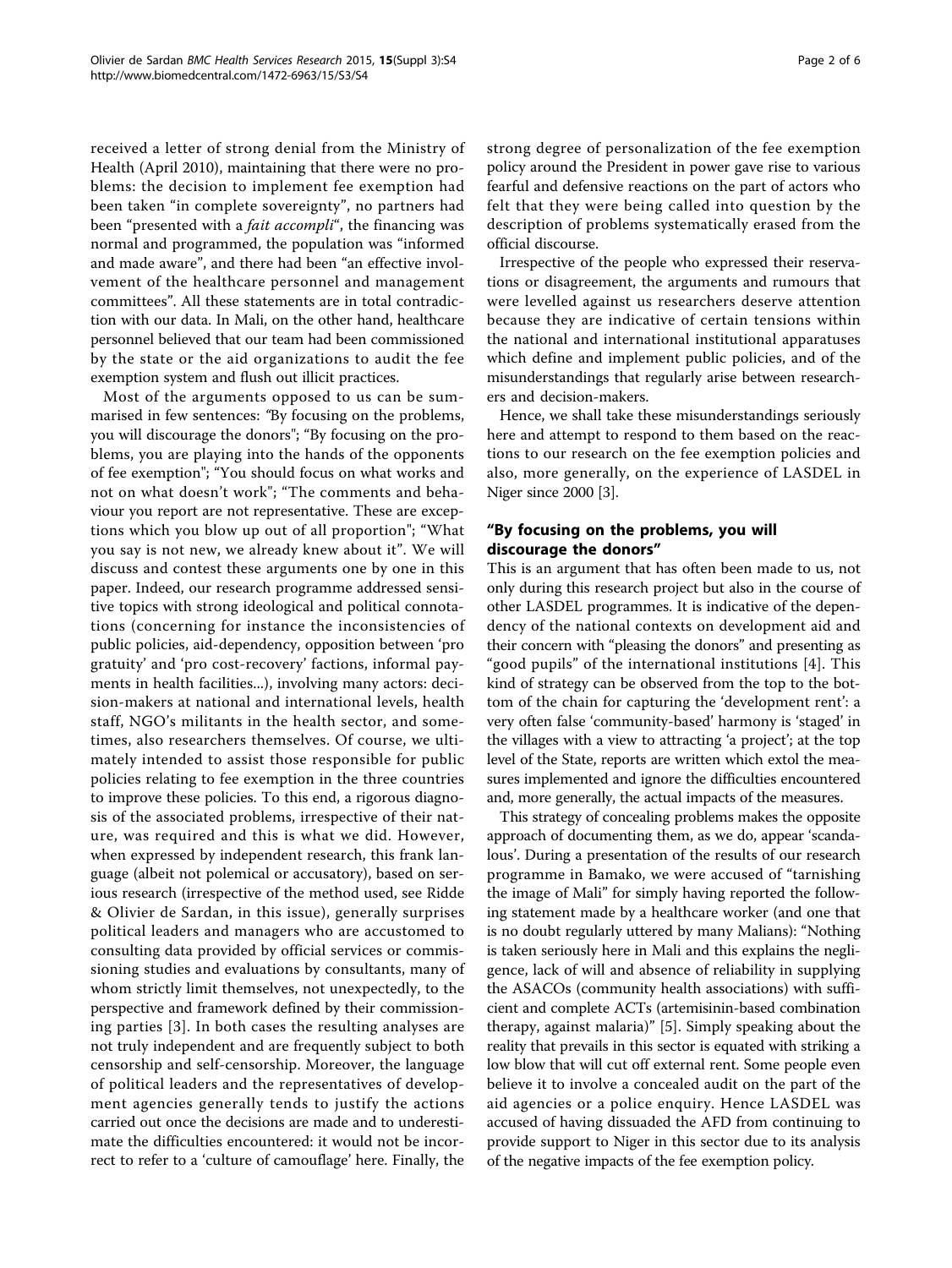received a letter of strong denial from the Ministry of Health (April 2010), maintaining that there were no problems: the decision to implement fee exemption had been taken "in complete sovereignty", no partners had been "presented with a *fait accompli*", the financing was normal and programmed, the population was "informed and made aware", and there had been "an effective involvement of the healthcare personnel and management committees". All these statements are in total contradiction with our data. In Mali, on the other hand, healthcare personnel believed that our team had been commissioned by the state or the aid organizations to audit the fee exemption system and flush out illicit practices.

Most of the arguments opposed to us can be summarised in few sentences: "By focusing on the problems, you will discourage the donors"; "By focusing on the problems, you are playing into the hands of the opponents of fee exemption"; "You should focus on what works and not on what doesn't work"; "The comments and behaviour you report are not representative. These are exceptions which you blow up out of all proportion"; "What you say is not new, we already knew about it". We will discuss and contest these arguments one by one in this paper. Indeed, our research programme addressed sensitive topics with strong ideological and political connotations (concerning for instance the inconsistencies of public policies, aid-dependency, opposition between 'pro gratuity' and 'pro cost-recovery' factions, informal payments in health facilities...), involving many actors: decision-makers at national and international levels, health staff, NGO's militants in the health sector, and sometimes, also researchers themselves. Of course, we ultimately intended to assist those responsible for public policies relating to fee exemption in the three countries to improve these policies. To this end, a rigorous diagnosis of the associated problems, irrespective of their nature, was required and this is what we did. However, when expressed by independent research, this frank language (albeit not polemical or accusatory), based on serious research (irrespective of the method used, see Ridde & Olivier de Sardan, in this issue), generally surprises political leaders and managers who are accustomed to consulting data provided by official services or commissioning studies and evaluations by consultants, many of whom strictly limit themselves, not unexpectedly, to the perspective and framework defined by their commissioning parties [3]. In both cases the resulting analyses are not truly independent and are frequently subject to both censorship and self-censorship. Moreover, the language of political leaders and the representatives of development agencies generally tends to justify the actions carried out once the decisions are made and to underestimate the difficulties encountered: it would not be incorrect to refer to a 'culture of camouflage' here. Finally, the strong degree of personalization of the fee exemption policy around the President in power gave rise to various fearful and defensive reactions on the part of actors who felt that they were being called into question by the description of problems systematically erased from the official discourse.

Irrespective of the people who expressed their reservations or disagreement, the arguments and rumours that were levelled against us researchers deserve attention because they are indicative of certain tensions within the national and international institutional apparatuses which define and implement public policies, and of the misunderstandings that regularly arise between researchers and decision-makers.

Hence, we shall take these misunderstandings seriously here and attempt to respond to them based on the reactions to our research on the fee exemption policies and also, more generally, on the experience of LASDEL in Niger since 2000 [3].

## "By focusing on the problems, you will discourage the donors"

This is an argument that has often been made to us, not only during this research project but also in the course of other LASDEL programmes. It is indicative of the dependency of the national contexts on development aid and their concern with "pleasing the donors" and presenting as "good pupils" of the international institutions [4]. This kind of strategy can be observed from the top to the bottom of the chain for capturing the 'development rent': a very often false 'community-based' harmony is 'staged' in the villages with a view to attracting 'a project'; at the top level of the State, reports are written which extol the measures implemented and ignore the difficulties encountered and, more generally, the actual impacts of the measures.

This strategy of concealing problems makes the opposite approach of documenting them, as we do, appear 'scandalous'. During a presentation of the results of our research programme in Bamako, we were accused of "tarnishing the image of Mali" for simply having reported the following statement made by a healthcare worker (and one that is no doubt regularly uttered by many Malians): "Nothing is taken seriously here in Mali and this explains the negligence, lack of will and absence of reliability in supplying the ASACOs (community health associations) with sufficient and complete ACTs (artemisinin-based combination therapy, against malaria)" [5]. Simply speaking about the reality that prevails in this sector is equated with striking a low blow that will cut off external rent. Some people even believe it to involve a concealed audit on the part of the aid agencies or a police enquiry. Hence LASDEL was accused of having dissuaded the AFD from continuing to provide support to Niger in this sector due to its analysis of the negative impacts of the fee exemption policy.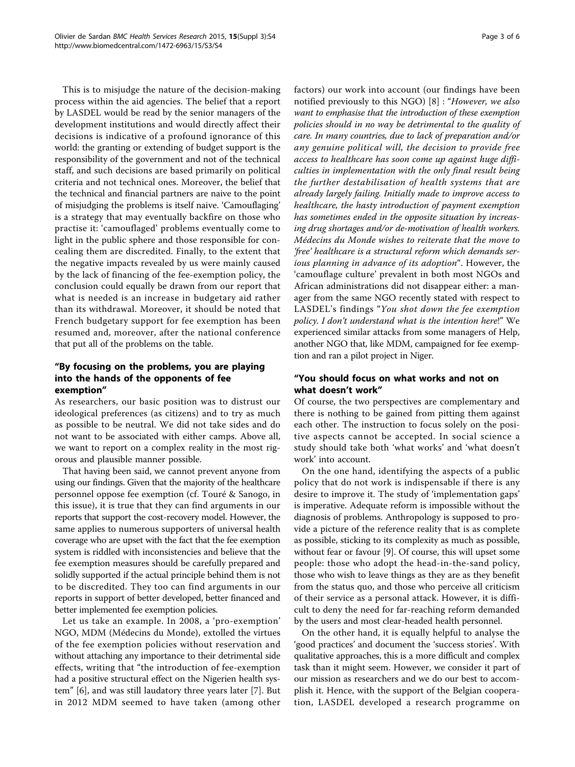This is to misjudge the nature of the decision-making process within the aid agencies. The belief that a report by LASDEL would be read by the senior managers of the development institutions and would directly affect their decisions is indicative of a profound ignorance of this world: the granting or extending of budget support is the responsibility of the government and not of the technical staff, and such decisions are based primarily on political criteria and not technical ones. Moreover, the belief that the technical and financial partners are naive to the point of misjudging the problems is itself naive. 'Camouflaging' is a strategy that may eventually backfire on those who practise it: 'camouflaged' problems eventually come to light in the public sphere and those responsible for concealing them are discredited. Finally, to the extent that the negative impacts revealed by us were mainly caused by the lack of financing of the fee-exemption policy, the conclusion could equally be drawn from our report that what is needed is an increase in budgetary aid rather than its withdrawal. Moreover, it should be noted that French budgetary support for fee exemption has been resumed and, moreover, after the national conference that put all of the problems on the table.

## "By focusing on the problems, you are playing into the hands of the opponents of fee exemption"

As researchers, our basic position was to distrust our ideological preferences (as citizens) and to try as much as possible to be neutral. We did not take sides and do not want to be associated with either camps. Above all, we want to report on a complex reality in the most rigorous and plausible manner possible.

That having been said, we cannot prevent anyone from using our findings. Given that the majority of the healthcare personnel oppose fee exemption (cf. Touré & Sanogo, in this issue), it is true that they can find arguments in our reports that support the cost-recovery model. However, the same applies to numerous supporters of universal health coverage who are upset with the fact that the fee exemption system is riddled with inconsistencies and believe that the fee exemption measures should be carefully prepared and solidly supported if the actual principle behind them is not to be discredited. They too can find arguments in our reports in support of better developed, better financed and better implemented fee exemption policies.

Let us take an example. In 2008, a 'pro-exemption' NGO, MDM (Médecins du Monde), extolled the virtues of the fee exemption policies without reservation and without attaching any importance to their detrimental side effects, writing that "the introduction of fee-exemption had a positive structural effect on the Nigerien health system" [6], and was still laudatory three years later [7]. But in 2012 MDM seemed to have taken (among other factors) our work into account (our findings have been notified previously to this NGO) [8] : "*However, we also want to emphasise that the introduction of these exemption policies should in no way be detrimental to the quality of care. In many countries, due to lack of preparation and/or any genuine political will, the decision to provide free access to healthcare has soon come up against huge difficulties in implementation with the only final result being the further destabilisation of health systems that are already largely failing. Initially made to improve access to healthcare, the hasty introduction of payment exemption has sometimes ended in the opposite situation by increasing drug shortages and/or de-motivation of health workers. Médecins du Monde wishes to reiterate that the move to 'free' healthcare is a structural reform which demands serious planning in advance of its adoption*". However, the 'camouflage culture' prevalent in both most NGOs and African administrations did not disappear either: a manager from the same NGO recently stated with respect to LASDEL's findings "*You shot down the fee exemption policy. I don't understand what is the intention here*!" We experienced similar attacks from some managers of Help, another NGO that, like MDM, campaigned for fee exemption and ran a pilot project in Niger.

## "You should focus on what works and not on what doesn't work"

Of course, the two perspectives are complementary and there is nothing to be gained from pitting them against each other. The instruction to focus solely on the positive aspects cannot be accepted. In social science a study should take both 'what works' and 'what doesn't work' into account.

On the one hand, identifying the aspects of a public policy that do not work is indispensable if there is any desire to improve it. The study of 'implementation gaps' is imperative. Adequate reform is impossible without the diagnosis of problems. Anthropology is supposed to provide a picture of the reference reality that is as complete as possible, sticking to its complexity as much as possible, without fear or favour [9]. Of course, this will upset some people: those who adopt the head-in-the-sand policy, those who wish to leave things as they are as they benefit from the status quo, and those who perceive all criticism of their service as a personal attack. However, it is difficult to deny the need for far-reaching reform demanded by the users and most clear-headed health personnel.

On the other hand, it is equally helpful to analyse the 'good practices' and document the 'success stories'. With qualitative approaches, this is a more difficult and complex task than it might seem. However, we consider it part of our mission as researchers and we do our best to accomplish it. Hence, with the support of the Belgian cooperation, LASDEL developed a research programme on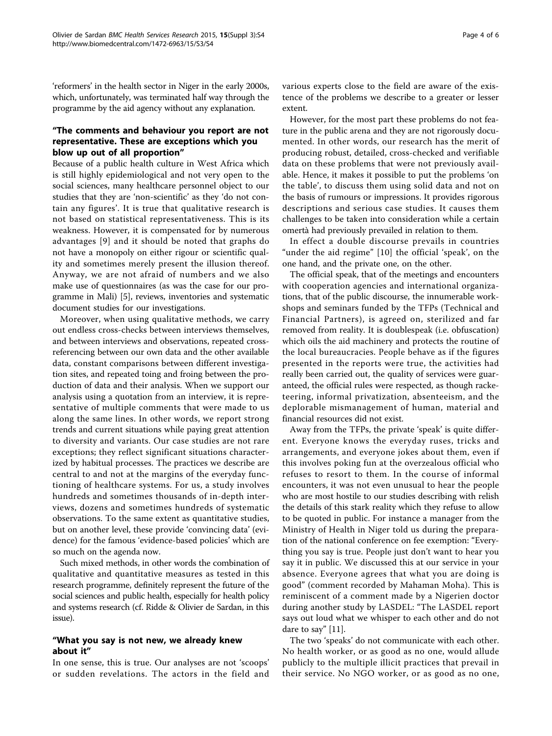'reformers' in the health sector in Niger in the early 2000s, which, unfortunately, was terminated half way through the programme by the aid agency without any explanation.

## "The comments and behaviour you report are not representative. These are exceptions which you blow up out of all proportion"

Because of a public health culture in West Africa which is still highly epidemiological and not very open to the social sciences, many healthcare personnel object to our studies that they are 'non-scientific' as they 'do not contain any figures'. It is true that qualitative research is not based on statistical representativeness. This is its weakness. However, it is compensated for by numerous advantages [9] and it should be noted that graphs do not have a monopoly on either rigour or scientific quality and sometimes merely present the illusion thereof. Anyway, we are not afraid of numbers and we also make use of questionnaires (as was the case for our programme in Mali) [5], reviews, inventories and systematic document studies for our investigations.

Moreover, when using qualitative methods, we carry out endless cross-checks between interviews themselves, and between interviews and observations, repeated cross-referencing between our own data and the other available data, constant comparisons between different investigation sites, and repeated toing and froing between the production of data and their analysis. When we support our analysis using a quotation from an interview, it is representative of multiple comments that were made to us along the same lines. In other words, we report strong trends and current situations while paying great attention to diversity and variants. Our case studies are not rare exceptions; they reflect significant situations characterized by habitual processes. The practices we describe are central to and not at the margins of the everyday functioning of healthcare systems. For us, a study involves hundreds and sometimes thousands of in-depth interviews, dozens and sometimes hundreds of systematic observations. To the same extent as quantitative studies, but on another level, these provide 'convincing data' (evidence) for the famous 'evidence-based policies' which are so much on the agenda now.

Such mixed methods, in other words the combination of qualitative and quantitative measures as tested in this research programme, definitely represent the future of the social sciences and public health, especially for health policy and systems research (cf. Ridde & Olivier de Sardan, in this issue).

## "What you say is not new, we already knew about it"

In one sense, this is true. Our analyses are not 'scoops' or sudden revelations. The actors in the field and various experts close to the field are aware of the existence of the problems we describe to a greater or lesser extent.

However, for the most part these problems do not feature in the public arena and they are not rigorously documented. In other words, our research has the merit of producing robust, detailed, cross-checked and verifiable data on these problems that were not previously available. Hence, it makes it possible to put the problems 'on the table', to discuss them using solid data and not on the basis of rumours or impressions. It provides rigorous descriptions and serious case studies. It causes them challenges to be taken into consideration while a certain omertà had previously prevailed in relation to them.

In effect a double discourse prevails in countries "under the aid regime" [10] the official 'speak', on the one hand, and the private one, on the other.

The official speak, that of the meetings and encounters with cooperation agencies and international organizations, that of the public discourse, the innumerable workshops and seminars funded by the TFPs (Technical and Financial Partners), is agreed on, sterilized and far removed from reality. It is doublespeak (i.e. obfuscation) which oils the aid machinery and protects the routine of the local bureaucracies. People behave as if the figures presented in the reports were true, the activities had really been carried out, the quality of services were guaranteed, the official rules were respected, as though racketeering, informal privatization, absenteeism, and the deplorable mismanagement of human, material and financial resources did not exist.

Away from the TFPs, the private 'speak' is quite different. Everyone knows the everyday ruses, tricks and arrangements, and everyone jokes about them, even if this involves poking fun at the overzealous official who refuses to resort to them. In the course of informal encounters, it was not even unusual to hear the people who are most hostile to our studies describing with relish the details of this stark reality which they refuse to allow to be quoted in public. For instance a manager from the Ministry of Health in Niger told us during the preparation of the national conference on fee exemption: "Everything you say is true. People just don't want to hear you say it in public. We discussed this at our service in your absence. Everyone agrees that what you are doing is good" (comment recorded by Mahaman Moha). This is reminiscent of a comment made by a Nigerien doctor during another study by LASDEL: "The LASDEL report says out loud what we whisper to each other and do not dare to say" [11].

The two 'speaks' do not communicate with each other. No health worker, or as good as no one, would allude publicly to the multiple illicit practices that prevail in their service. No NGO worker, or as good as no one,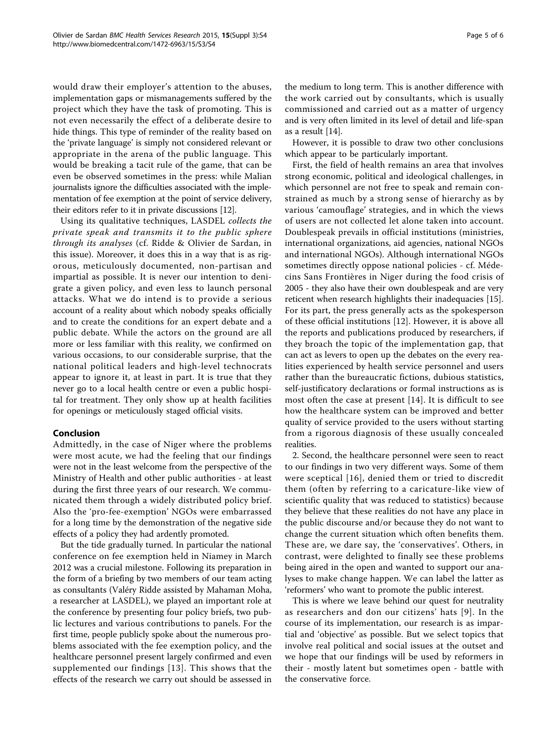would draw their employer's attention to the abuses, implementation gaps or mismanagements suffered by the project which they have the task of promoting. This is not even necessarily the effect of a deliberate desire to hide things. This type of reminder of the reality based on the 'private language' is simply not considered relevant or appropriate in the arena of the public language. This would be breaking a tacit rule of the game, that can be even be observed sometimes in the press: while Malian journalists ignore the difficulties associated with the implementation of fee exemption at the point of service delivery, their editors refer to it in private discussions [12].

Using its qualitative techniques, LASDEL *collects the private speak and transmits it to the public sphere through its analyses* (cf. Ridde & Olivier de Sardan, in this issue). Moreover, it does this in a way that is as rigorous, meticulously documented, non-partisan and impartial as possible. It is never our intention to denigrate a given policy, and even less to launch personal attacks. What we do intend is to provide a serious account of a reality about which nobody speaks officially and to create the conditions for an expert debate and a public debate. While the actors on the ground are all more or less familiar with this reality, we confirmed on various occasions, to our considerable surprise, that the national political leaders and high-level technocrats appear to ignore it, at least in part. It is true that they never go to a local health centre or even a public hospital for treatment. They only show up at health facilities for openings or meticulously staged official visits.

## Conclusion

Admittedly, in the case of Niger where the problems were most acute, we had the feeling that our findings were not in the least welcome from the perspective of the Ministry of Health and other public authorities - at least during the first three years of our research. We communicated them through a widely distributed policy brief. Also the 'pro-fee-exemption' NGOs were embarrassed for a long time by the demonstration of the negative side effects of a policy they had ardently promoted.

But the tide gradually turned. In particular the national conference on fee exemption held in Niamey in March 2012 was a crucial milestone. Following its preparation in the form of a briefing by two members of our team acting as consultants (Valéry Ridde assisted by Mahaman Moha, a researcher at LASDEL), we played an important role at the conference by presenting four policy briefs, two public lectures and various contributions to panels. For the first time, people publicly spoke about the numerous problems associated with the fee exemption policy, and the healthcare personnel present largely confirmed and even supplemented our findings [13]. This shows that the effects of the research we carry out should be assessed in the medium to long term. This is another difference with the work carried out by consultants, which is usually commissioned and carried out as a matter of urgency and is very often limited in its level of detail and life-span as a result [14].

However, it is possible to draw two other conclusions which appear to be particularly important.

First, the field of health remains an area that involves strong economic, political and ideological challenges, in which personnel are not free to speak and remain constrained as much by a strong sense of hierarchy as by various 'camouflage' strategies, and in which the views of users are not collected let alone taken into account. Doublespeak prevails in official institutions (ministries, international organizations, aid agencies, national NGOs and international NGOs). Although international NGOs sometimes directly oppose national policies - cf. Médecins Sans Frontières in Niger during the food crisis of 2005 - they also have their own doublespeak and are very reticent when research highlights their inadequacies [15]. For its part, the press generally acts as the spokesperson of these official institutions [12]. However, it is above all the reports and publications produced by researchers, if they broach the topic of the implementation gap, that can act as levers to open up the debates on the every realities experienced by health service personnel and users rather than the bureaucratic fictions, dubious statistics, self-justificatory declarations or formal instructions as is most often the case at present [14]. It is difficult to see how the healthcare system can be improved and better quality of service provided to the users without starting from a rigorous diagnosis of these usually concealed realities.

2. Second, the healthcare personnel were seen to react to our findings in two very different ways. Some of them were sceptical [16], denied them or tried to discredit them (often by referring to a caricature-like view of scientific quality that was reduced to statistics) because they believe that these realities do not have any place in the public discourse and/or because they do not want to change the current situation which often benefits them. These are, we dare say, the 'conservatives'. Others, in contrast, were delighted to finally see these problems being aired in the open and wanted to support our analyses to make change happen. We can label the latter as 'reformers' who want to promote the public interest.

This is where we leave behind our quest for neutrality as researchers and don our citizens' hats [9]. In the course of its implementation, our research is as impartial and 'objective' as possible. But we select topics that involve real political and social issues at the outset and we hope that our findings will be used by reformers in their - mostly latent but sometimes open - battle with the conservative force.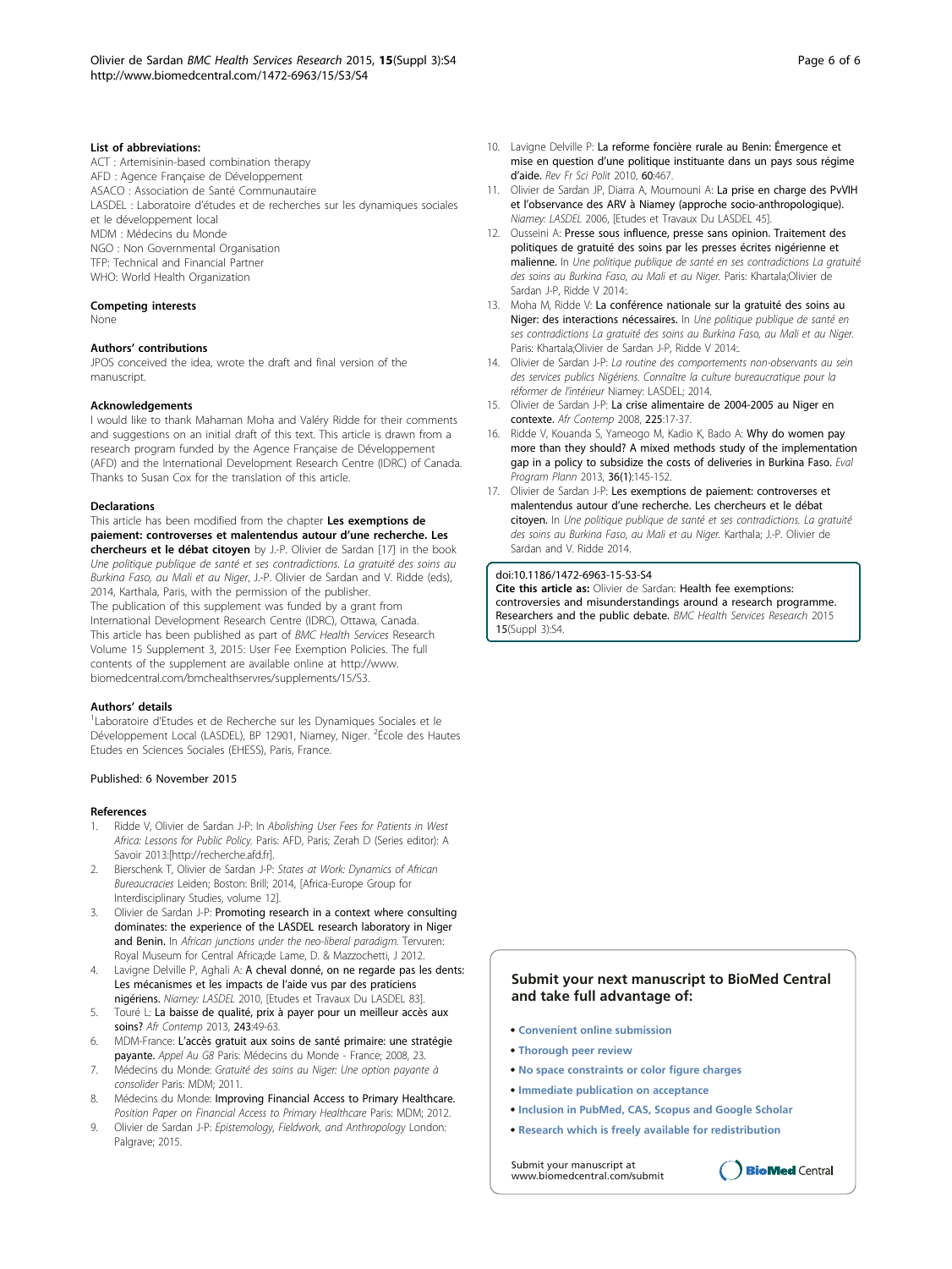### List of abbreviations:

ACT : Artemisinin-based combination therapy
AFD : Agence Française de Développement
ASACO : Association de Santé Communautaire
LASDEL : Laboratoire d'études et de recherches sur les dynamiques sociales et le développement local
MDM : Médecins du Monde
NGO : Non Governmental Organisation
TFP: Technical and Financial Partner
WHO: World Health Organization

### Competing interests

None

### Authors' contributions

JPOS conceived the idea, wrote the draft and final version of the manuscript.

### Acknowledgements

I would like to thank Mahaman Moha and Valéry Ridde for their comments and suggestions on an initial draft of this text. This article is drawn from a research program funded by the Agence Française de Développement (AFD) and the International Development Research Centre (IDRC) of Canada. Thanks to Susan Cox for the translation of this article.

### Declarations

This article has been modified from the chapter **Les exemptions de paiement: controverses et malentendus autour d'une recherche. Les chercheurs et le débat citoyen** by J.-P. Olivier de Sardan [17] in the book *Une politique publique de santé et ses contradictions. La gratuité des soins au Burkina Faso, au Mali et au Niger*, J.-P. Olivier de Sardan and V. Ridde (eds), 2014, Karthala, Paris, with the permission of the publisher.
The publication of this supplement was funded by a grant from International Development Research Centre (IDRC), Ottawa, Canada. This article has been published as part of *BMC Health Services* Research Volume 15 Supplement 3, 2015: User Fee Exemption Policies. The full contents of the supplement are available online at http://www.biomedcentral.com/bmchealthservres/supplements/15/S3.

### Authors' details

[1]Laboratoire d'Etudes et de Recherche sur les Dynamiques Sociales et le Développement Local (LASDEL), BP 12901, Niamey, Niger. [2]École des Hautes Etudes en Sciences Sociales (EHESS), Paris, France.

Published: 6 November 2015

### References

1. Ridde V, Olivier de Sardan J-P: In *Abolishing User Fees for Patients in West Africa: Lessons for Public Policy.* Paris: AFD, Paris; Zerah D (Series editor): A Savoir 2013:[http://recherche.afd.fr].
2. Bierschenk T, Olivier de Sardan J-P: *States at Work: Dynamics of African Bureaucracies* Leiden; Boston: Brill; 2014, [Africa-Europe Group for Interdisciplinary Studies, volume 12].
3. Olivier de Sardan J-P: **Promoting research in a context where consulting dominates: the experience of the LASDEL research laboratory in Niger and Benin.** In *African junctions under the neo-liberal paradigm.* Tervuren: Royal Museum for Central Africa;de Lame, D. & Mazzochetti, J 2012.
4. Lavigne Delville P, Aghali A: **A cheval donné, on ne regarde pas les dents: Les mécanismes et les impacts de l'aide vus par des praticiens nigériens.** *Niamey: LASDEL* 2010, [Etudes et Travaux Du LASDEL 83].
5. Touré L: **La baisse de qualité, prix à payer pour un meilleur accès aux soins?** *Afr Contemp* 2013, **243**:49-63.
6. MDM-France: **L'accès gratuit aux soins de santé primaire: une stratégie payante.** *Appel Au G8* Paris: Médecins du Monde - France; 2008, 23.
7. Médecins du Monde: *Gratuité des soins au Niger: Une option payante à consolider* Paris: MDM; 2011.
8. Médecins du Monde: **Improving Financial Access to Primary Healthcare.** *Position Paper on Financial Access to Primary Healthcare* Paris: MDM; 2012.
9. Olivier de Sardan J-P: *Epistemology, Fieldwork, and Anthropology* London: Palgrave; 2015.
10. Lavigne Delville P: **La reforme foncière rurale au Benin: Émergence et mise en question d'une politique instituante dans un pays sous régime d'aide.** *Rev Fr Sci Polit* 2010, **60**:467.
11. Olivier de Sardan JP, Diarra A, Moumouni A: **La prise en charge des PvVIH et l'observance des ARV à Niamey (approche socio-anthropologique).** *Niamey: LASDEL* 2006, [Etudes et Travaux Du LASDEL 45].
12. Ousseini A: **Presse sous influence, presse sans opinion. Traitement des politiques de gratuité des soins par les presses écrites nigérienne et malienne.** In *Une politique publique de santé en ses contradictions La gratuité des soins au Burkina Faso, au Mali et au Niger.* Paris: Khartala;Olivier de Sardan J-P, Ridde V 2014:.
13. Moha M, Ridde V: **La conférence nationale sur la gratuité des soins au Niger: des interactions nécessaires.** In *Une politique publique de santé en ses contradictions La gratuité des soins au Burkina Faso, au Mali et au Niger.* Paris: Khartala;Olivier de Sardan J-P, Ridde V 2014:.
14. Olivier de Sardan J-P: *La routine des comportements non-observants au sein des services publics Nigériens. Connaître la culture bureaucratique pour la réformer de l'intérieur* Niamey: LASDEL; 2014.
15. Olivier de Sardan J-P: **La crise alimentaire de 2004-2005 au Niger en contexte.** *Afr Contemp* 2008, **225**:17-37.
16. Ridde V, Kouanda S, Yameogo M, Kadio K, Bado A: **Why do women pay more than they should? A mixed methods study of the implementation gap in a policy to subsidize the costs of deliveries in Burkina Faso.** *Eval Program Plann* 2013, **36(1)**:145-152.
17. Olivier de Sardan J-P: **Les exemptions de paiement: controverses et malentendus autour d'une recherche. Les chercheurs et le débat citoyen.** In *Une politique publique de santé et ses contradictions. La gratuité des soins au Burkina Faso, au Mali et au Niger.* Karthala; J.-P. Olivier de Sardan and V. Ridde 2014.

doi:10.1186/1472-6963-15-S3-S4
**Cite this article as:** Olivier de Sardan: Health fee exemptions: controversies and misunderstandings around a research programme. Researchers and the public debate. *BMC Health Services Research* 2015 **15**(Suppl 3):S4.

**Submit your next manuscript to BioMed Central and take full advantage of:**

- **Convenient online submission**
- **Thorough peer review**
- **No space constraints or color figure charges**
- **Immediate publication on acceptance**
- **Inclusion in PubMed, CAS, Scopus and Google Scholar**
- **Research which is freely available for redistribution**

Submit your manuscript at www.biomedcentral.com/submit

BioMed Central